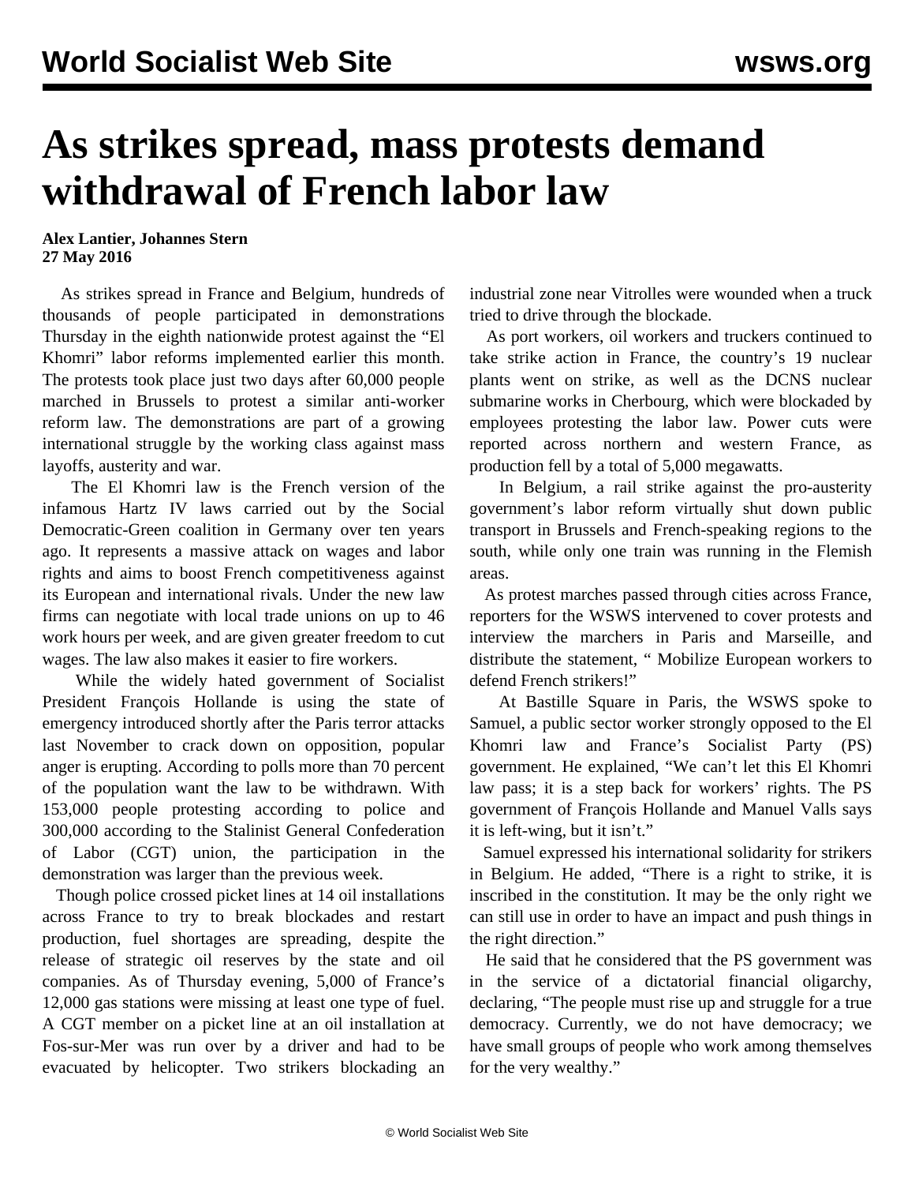# As strikes spread, mass protests demand withdrawal of French labor law

**Alex Lantier, Johannes Stern**
**27 May 2016**

As strikes spread in France and Belgium, hundreds of thousands of people participated in demonstrations Thursday in the eighth nationwide protest against the "El Khomri" labor reforms implemented earlier this month. The protests took place just two days after 60,000 people marched in Brussels to protest a similar anti-worker reform law. The demonstrations are part of a growing international struggle by the working class against mass layoffs, austerity and war.

The El Khomri law is the French version of the infamous Hartz IV laws carried out by the Social Democratic-Green coalition in Germany over ten years ago. It represents a massive attack on wages and labor rights and aims to boost French competitiveness against its European and international rivals. Under the new law firms can negotiate with local trade unions on up to 46 work hours per week, and are given greater freedom to cut wages. The law also makes it easier to fire workers.

While the widely hated government of Socialist President François Hollande is using the state of emergency introduced shortly after the Paris terror attacks last November to crack down on opposition, popular anger is erupting. According to polls more than 70 percent of the population want the law to be withdrawn. With 153,000 people protesting according to police and 300,000 according to the Stalinist General Confederation of Labor (CGT) union, the participation in the demonstration was larger than the previous week.

Though police crossed picket lines at 14 oil installations across France to try to break blockades and restart production, fuel shortages are spreading, despite the release of strategic oil reserves by the state and oil companies. As of Thursday evening, 5,000 of France's 12,000 gas stations were missing at least one type of fuel. A CGT member on a picket line at an oil installation at Fos-sur-Mer was run over by a driver and had to be evacuated by helicopter. Two strikers blockading an industrial zone near Vitrolles were wounded when a truck tried to drive through the blockade.

As port workers, oil workers and truckers continued to take strike action in France, the country's 19 nuclear plants went on strike, as well as the DCNS nuclear submarine works in Cherbourg, which were blockaded by employees protesting the labor law. Power cuts were reported across northern and western France, as production fell by a total of 5,000 megawatts.

In Belgium, a rail strike against the pro-austerity government's labor reform virtually shut down public transport in Brussels and French-speaking regions to the south, while only one train was running in the Flemish areas.

As protest marches passed through cities across France, reporters for the WSWS intervened to cover protests and interview the marchers in Paris and Marseille, and distribute the statement, " Mobilize European workers to defend French strikers!"

At Bastille Square in Paris, the WSWS spoke to Samuel, a public sector worker strongly opposed to the El Khomri law and France's Socialist Party (PS) government. He explained, "We can't let this El Khomri law pass; it is a step back for workers' rights. The PS government of François Hollande and Manuel Valls says it is left-wing, but it isn't."

Samuel expressed his international solidarity for strikers in Belgium. He added, "There is a right to strike, it is inscribed in the constitution. It may be the only right we can still use in order to have an impact and push things in the right direction."

He said that he considered that the PS government was in the service of a dictatorial financial oligarchy, declaring, "The people must rise up and struggle for a true democracy. Currently, we do not have democracy; we have small groups of people who work among themselves for the very wealthy."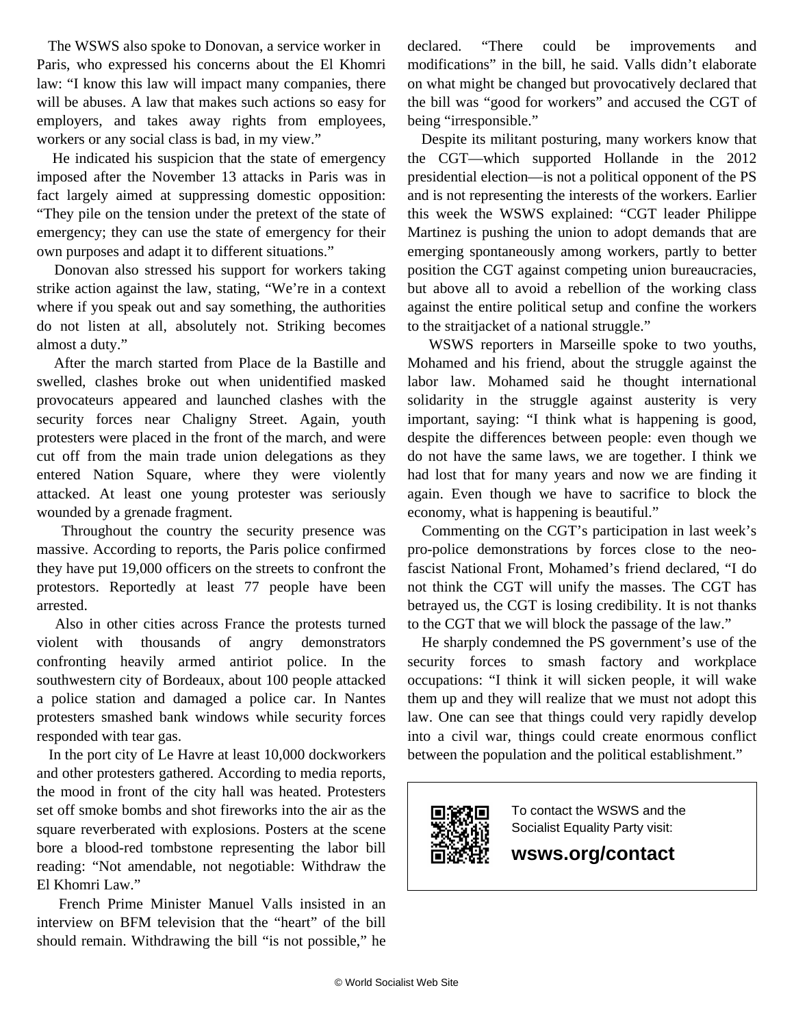The WSWS also spoke to Donovan, a service worker in Paris, who expressed his concerns about the El Khomri law: "I know this law will impact many companies, there will be abuses. A law that makes such actions so easy for employers, and takes away rights from employees, workers or any social class is bad, in my view."

He indicated his suspicion that the state of emergency imposed after the November 13 attacks in Paris was in fact largely aimed at suppressing domestic opposition: "They pile on the tension under the pretext of the state of emergency; they can use the state of emergency for their own purposes and adapt it to different situations."

Donovan also stressed his support for workers taking strike action against the law, stating, "We're in a context where if you speak out and say something, the authorities do not listen at all, absolutely not. Striking becomes almost a duty."

After the march started from Place de la Bastille and swelled, clashes broke out when unidentified masked provocateurs appeared and launched clashes with the security forces near Chaligny Street. Again, youth protesters were placed in the front of the march, and were cut off from the main trade union delegations as they entered Nation Square, where they were violently attacked. At least one young protester was seriously wounded by a grenade fragment.

Throughout the country the security presence was massive. According to reports, the Paris police confirmed they have put 19,000 officers on the streets to confront the protestors. Reportedly at least 77 people have been arrested.

Also in other cities across France the protests turned violent with thousands of angry demonstrators confronting heavily armed antiriot police. In the southwestern city of Bordeaux, about 100 people attacked a police station and damaged a police car. In Nantes protesters smashed bank windows while security forces responded with tear gas.

In the port city of Le Havre at least 10,000 dockworkers and other protesters gathered. According to media reports, the mood in front of the city hall was heated. Protesters set off smoke bombs and shot fireworks into the air as the square reverberated with explosions. Posters at the scene bore a blood-red tombstone representing the labor bill reading: "Not amendable, not negotiable: Withdraw the El Khomri Law."

French Prime Minister Manuel Valls insisted in an interview on BFM television that the "heart" of the bill should remain. Withdrawing the bill "is not possible," he declared. "There could be improvements and modifications" in the bill, he said. Valls didn't elaborate on what might be changed but provocatively declared that the bill was "good for workers" and accused the CGT of being "irresponsible."

Despite its militant posturing, many workers know that the CGT—which supported Hollande in the 2012 presidential election—is not a political opponent of the PS and is not representing the interests of the workers. Earlier this week the WSWS explained: "CGT leader Philippe Martinez is pushing the union to adopt demands that are emerging spontaneously among workers, partly to better position the CGT against competing union bureaucracies, but above all to avoid a rebellion of the working class against the entire political setup and confine the workers to the straitjacket of a national struggle."

WSWS reporters in Marseille spoke to two youths, Mohamed and his friend, about the struggle against the labor law. Mohamed said he thought international solidarity in the struggle against austerity is very important, saying: "I think what is happening is good, despite the differences between people: even though we do not have the same laws, we are together. I think we had lost that for many years and now we are finding it again. Even though we have to sacrifice to block the economy, what is happening is beautiful."

Commenting on the CGT's participation in last week's pro-police demonstrations by forces close to the neo-fascist National Front, Mohamed's friend declared, "I do not think the CGT will unify the masses. The CGT has betrayed us, the CGT is losing credibility. It is not thanks to the CGT that we will block the passage of the law."

He sharply condemned the PS government's use of the security forces to smash factory and workplace occupations: "I think it will sicken people, it will wake them up and they will realize that we must not adopt this law. One can see that things could very rapidly develop into a civil war, things could create enormous conflict between the population and the political establishment."

To contact the WSWS and the Socialist Equality Party visit:

**wsws.org/contact**